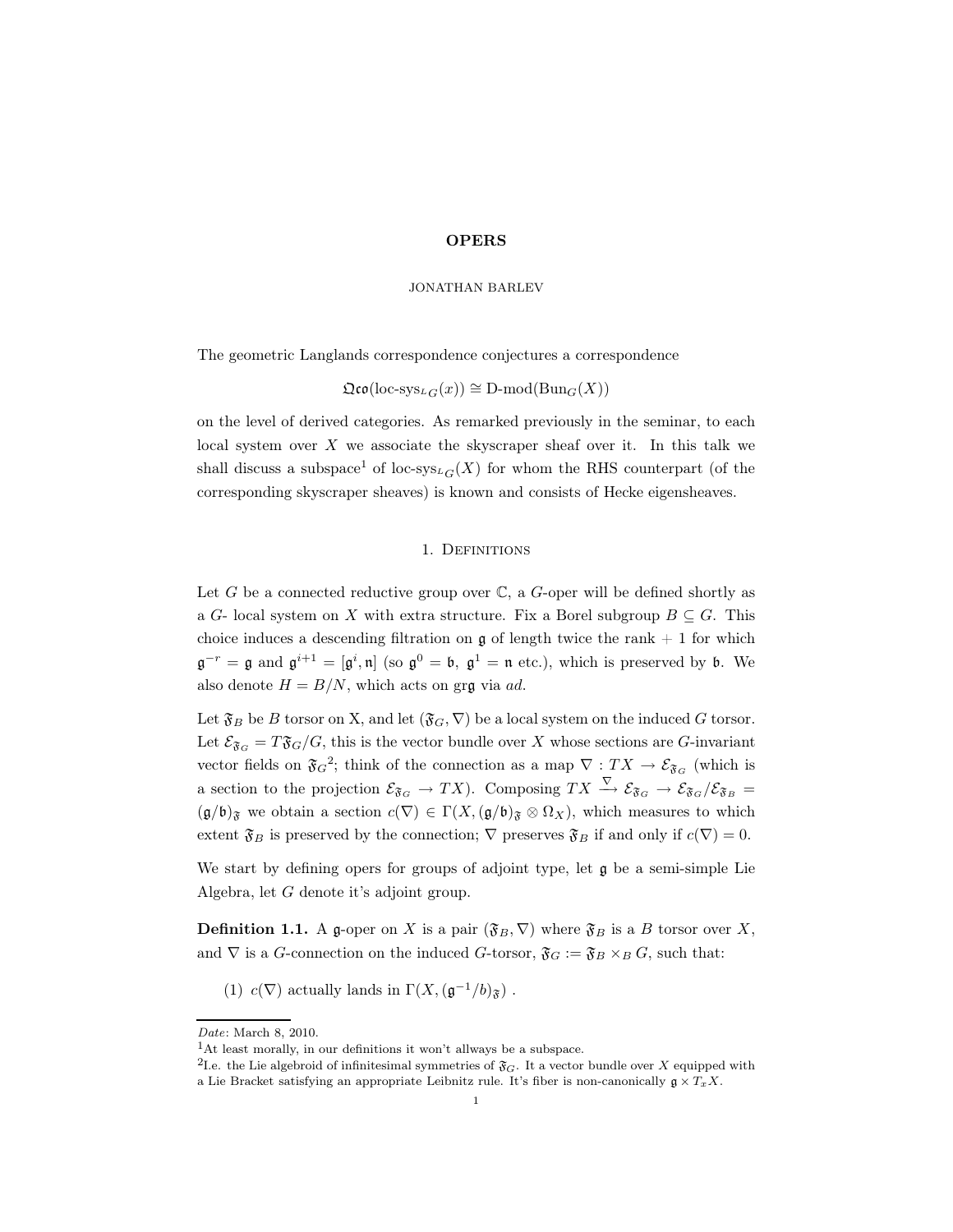# OPERS

JONATHAN BARLEV

The geometric Langlands correspondence conjectures a correspondence

$$\mathfrak{Qco}(\text{loc-sys}_{^LG}(x)) \cong \text{D-mod}(\text{Bun}_G(X))$$

on the level of derived categories. As remarked previously in the seminar, to each local system over $X$ we associate the skyscraper sheaf over it. In this talk we shall discuss a subspace[1] of $\text{loc-sys}_{^LG}(X)$ for whom the RHS counterpart (of the corresponding skyscraper sheaves) is known and consists of Hecke eigensheaves.

## 1. Definitions

Let $G$ be a connected reductive group over $\mathbb{C}$, a $G$-oper will be defined shortly as a $G$- local system on $X$ with extra structure. Fix a Borel subgroup $B \subseteq G$. This choice induces a descending filtration on $\mathfrak{g}$ of length twice the rank + 1 for which $\mathfrak{g}^{-r} = \mathfrak{g}$ and $\mathfrak{g}^{i+1} = [\mathfrak{g}^i, \mathfrak{n}]$ (so $\mathfrak{g}^0 = \mathfrak{b}$, $\mathfrak{g}^1 = \mathfrak{n}$ etc.), which is preserved by $\mathfrak{b}$. We also denote $H = B/N$, which acts on $\text{gr}\mathfrak{g}$ via $ad$.

Let $\mathfrak{F}_B$ be $B$ torsor on X, and let $(\mathfrak{F}_G, \nabla)$ be a local system on the induced $G$ torsor. Let $\mathcal{E}_{\mathfrak{F}_G} = T\mathfrak{F}_G/G$, this is the vector bundle over $X$ whose sections are $G$-invariant vector fields on $\mathfrak{F}_G$[2]; think of the connection as a map $\nabla : TX \to \mathcal{E}_{\mathfrak{F}_G}$ (which is a section to the projection $\mathcal{E}_{\mathfrak{F}_G} \to TX$). Composing $TX \xrightarrow{\nabla} \mathcal{E}_{\mathfrak{F}_G} \to \mathcal{E}_{\mathfrak{F}_G}/\mathcal{E}_{\mathfrak{F}_B} = (\mathfrak{g}/\mathfrak{b})_{\mathfrak{F}}$ we obtain a section $c(\nabla) \in \Gamma(X, (\mathfrak{g}/\mathfrak{b})_{\mathfrak{F}} \otimes \Omega_X)$, which measures to which extent $\mathfrak{F}_B$ is preserved by the connection; $\nabla$ preserves $\mathfrak{F}_B$ if and only if $c(\nabla) = 0$.

We start by defining opers for groups of adjoint type, let $\mathfrak{g}$ be a semi-simple Lie Algebra, let $G$ denote it's adjoint group.

**Definition 1.1.** A $\mathfrak{g}$-oper on $X$ is a pair $(\mathfrak{F}_B, \nabla)$ where $\mathfrak{F}_B$ is a $B$ torsor over $X$, and $\nabla$ is a $G$-connection on the induced $G$-torsor, $\mathfrak{F}_G := \mathfrak{F}_B \times_B G$, such that:

(1) $c(\nabla)$ actually lands in $\Gamma(X, (\mathfrak{g}^{-1}/b)_{\mathfrak{F}})$ .

---

*Date*: March 8, 2010.

[1] At least morally, in our definitions it won't allways be a subspace.

[2] I.e. the Lie algebroid of infinitesimal symmetries of $\mathfrak{F}_G$. It a vector bundle over $X$ equipped with a Lie Bracket satisfying an appropriate Leibnitz rule. It's fiber is non-canonically $\mathfrak{g} \times T_xX$.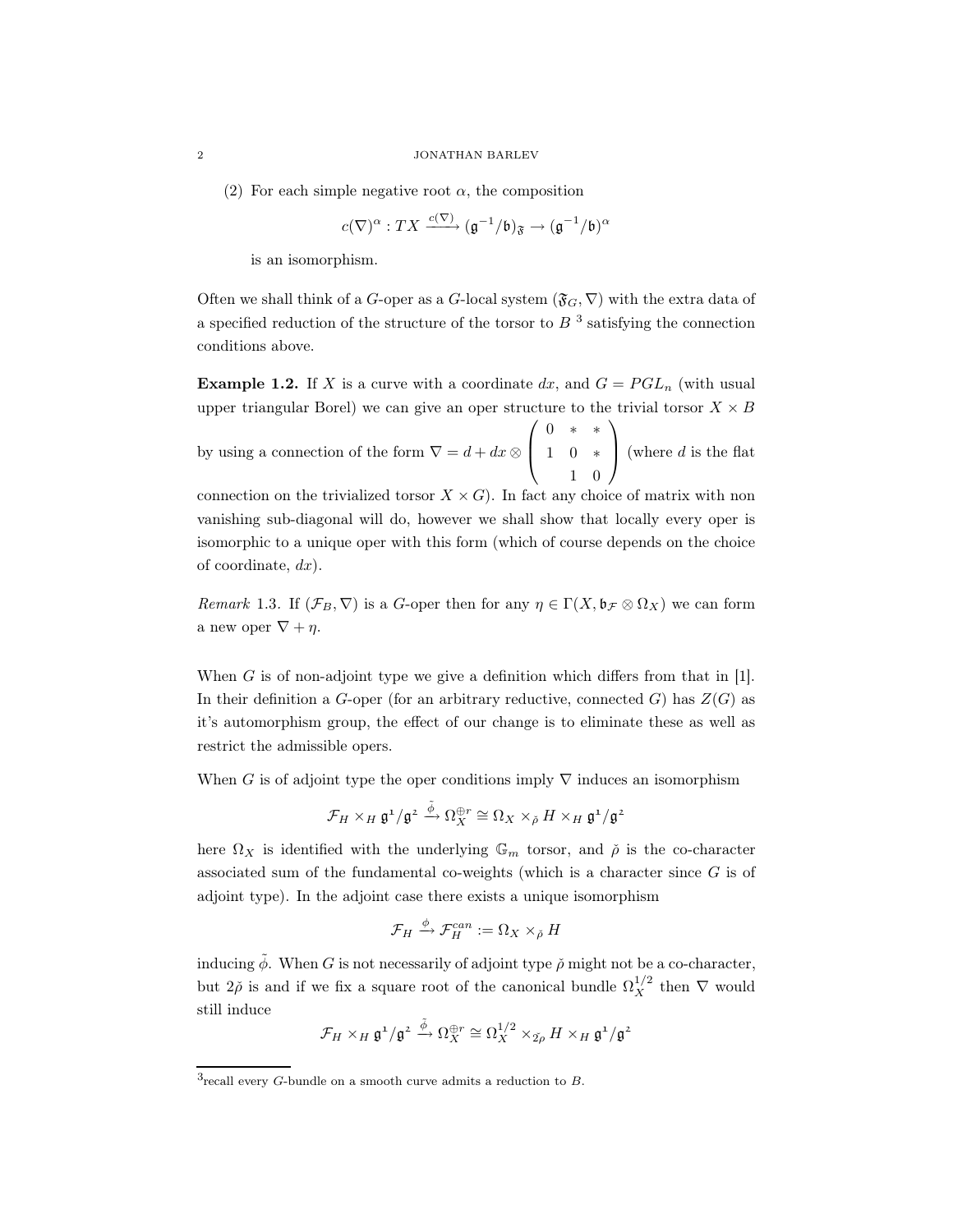(2) For each simple negative root $\alpha$, the composition

$$c(\nabla)^\alpha : TX \xrightarrow{c(\nabla)} (\mathfrak{g}^{-1}/\mathfrak{b})_{\mathfrak{F}} \to (\mathfrak{g}^{-1}/\mathfrak{b})^\alpha$$

is an isomorphism.

Often we shall think of a $G$-oper as a $G$-local system $(\mathfrak{F}_G, \nabla)$ with the extra data of a specified reduction of the structure of the torsor to $B$ [3] satisfying the connection conditions above.

**Example 1.2.** If $X$ is a curve with a coordinate $dx$, and $G = PGL_n$ (with usual upper triangular Borel) we can give an oper structure to the trivial torsor $X \times B$ by using a connection of the form $\nabla = d + dx \otimes \begin{pmatrix} 0 & * & * \\ 1 & 0 & * \\ & 1 & 0 \end{pmatrix}$ (where $d$ is the flat connection on the trivialized torsor $X \times G$). In fact any choice of matrix with non vanishing sub-diagonal will do, however we shall show that locally every oper is isomorphic to a unique oper with this form (which of course depends on the choice of coordinate, $dx$).

*Remark* 1.3. If $(\mathcal{F}_B, \nabla)$ is a $G$-oper then for any $\eta \in \Gamma(X, \mathfrak{b}_{\mathcal{F}} \otimes \Omega_X)$ we can form a new oper $\nabla + \eta$.

When $G$ is of non-adjoint type we give a definition which differs from that in [1]. In their definition a $G$-oper (for an arbitrary reductive, connected $G$) has $Z(G)$ as it's automorphism group, the effect of our change is to eliminate these as well as restrict the admissible opers.

When $G$ is of adjoint type the oper conditions imply $\nabla$ induces an isomorphism

$$\mathcal{F}_H \times_H \mathfrak{g}^1/\mathfrak{g}^2 \xrightarrow{\tilde{\phi}} \Omega_X^{\oplus r} \cong \Omega_X \times_{\check{\rho}} H \times_H \mathfrak{g}^1/\mathfrak{g}^2$$

here $\Omega_X$ is identified with the underlying $\mathbb{G}_m$ torsor, and $\check{\rho}$ is the co-character associated sum of the fundamental co-weights (which is a character since $G$ is of adjoint type). In the adjoint case there exists a unique isomorphism

$$\mathcal{F}_H \xrightarrow{\phi} \mathcal{F}_H^{can} := \Omega_X \times_{\check{\rho}} H$$

inducing $\tilde{\phi}$. When $G$ is not necessarily of adjoint type $\check{\rho}$ might not be a co-character, but $2\check{\rho}$ is and if we fix a square root of the canonical bundle $\Omega_X^{1/2}$ then $\nabla$ would still induce

$$\mathcal{F}_H \times_H \mathfrak{g}^1/\mathfrak{g}^2 \xrightarrow{\tilde{\phi}} \Omega_X^{\oplus r} \cong \Omega_X^{1/2} \times_{\check{2\rho}} H \times_H \mathfrak{g}^1/\mathfrak{g}^2$$

[3] recall every $G$-bundle on a smooth curve admits a reduction to $B$.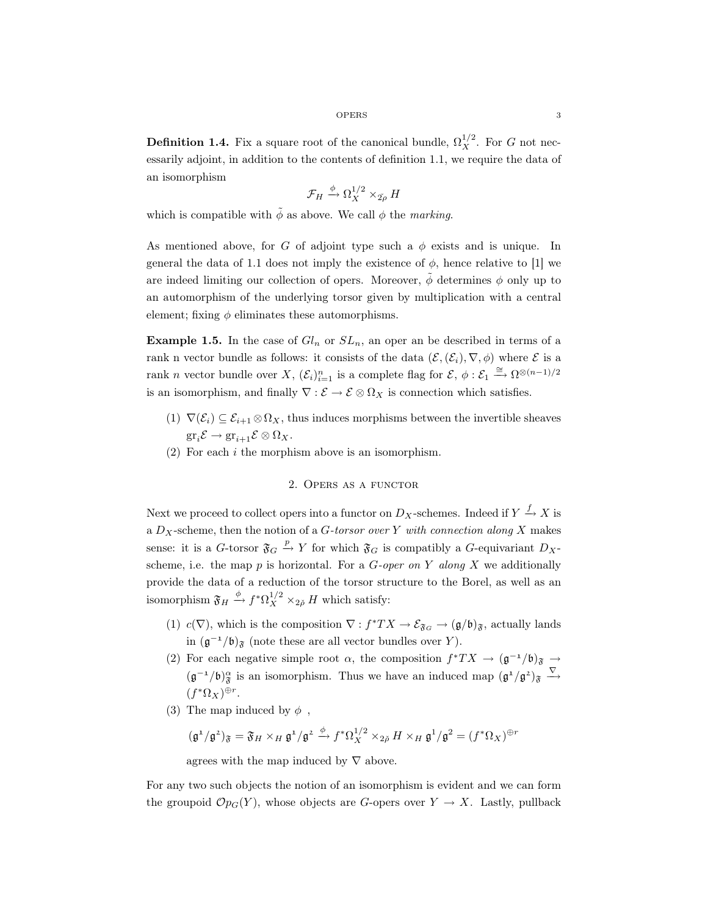**Definition 1.4.** Fix a square root of the canonical bundle, $\Omega_X^{1/2}$. For $G$ not necessarily adjoint, in addition to the contents of definition 1.1, we require the data of an isomorphism

$$\mathcal{F}_H \xrightarrow{\phi} \Omega_X^{1/2} \times_{\check{2\rho}} H$$

which is compatible with $\tilde{\phi}$ as above. We call $\phi$ the *marking*.

As mentioned above, for $G$ of adjoint type such a $\phi$ exists and is unique. In general the data of 1.1 does not imply the existence of $\phi$, hence relative to [1] we are indeed limiting our collection of opers. Moreover, $\tilde{\phi}$ determines $\phi$ only up to an automorphism of the underlying torsor given by multiplication with a central element; fixing $\phi$ eliminates these automorphisms.

**Example 1.5.** In the case of $Gl_n$ or $SL_n$, an oper an be described in terms of a rank n vector bundle as follows: it consists of the data $(\mathcal{E}, (\mathcal{E}_i), \nabla, \phi)$ where $\mathcal{E}$ is a rank $n$ vector bundle over $X$, $(\mathcal{E}_i)_{i=1}^n$ is a complete flag for $\mathcal{E}$, $\phi : \mathcal{E}_1 \xrightarrow{\cong} \Omega^{\otimes(n-1)/2}$ is an isomorphism, and finally $\nabla : \mathcal{E} \to \mathcal{E} \otimes \Omega_X$ is connection which satisfies.

1. $\nabla(\mathcal{E}_i) \subseteq \mathcal{E}_{i+1} \otimes \Omega_X$, thus induces morphisms between the invertible sheaves $\mathrm{gr}_i\mathcal{E} \to \mathrm{gr}_{i+1}\mathcal{E} \otimes \Omega_X$.
2. For each $i$ the morphism above is an isomorphism.

## 2. Opers as a functor

Next we proceed to collect opers into a functor on $D_X$-schemes. Indeed if $Y \xrightarrow{f} X$ is a $D_X$-scheme, then the notion of a $G$-*torsor over* $Y$ *with connection along* $X$ makes sense: it is a $G$-torsor $\mathfrak{F}_G \xrightarrow{p} Y$ for which $\mathfrak{F}_G$ is compatibly a $G$-equivariant $D_X$-scheme, i.e. the map $p$ is horizontal. For a $G$-*oper on* $Y$ *along* $X$ we additionally provide the data of a reduction of the torsor structure to the Borel, as well as an isomorphism $\mathfrak{F}_H \xrightarrow{\phi} f^*\Omega_X^{1/2} \times_{2\check{\rho}} H$ which satisfy:

1. $c(\nabla)$, which is the composition $\nabla : f^*TX \to \mathcal{E}_{\mathfrak{F}_G} \to (\mathfrak{g}/\mathfrak{b})_{\mathfrak{F}}$, actually lands in $(\mathfrak{g}^{-1}/\mathfrak{b})_{\mathfrak{F}}$ (note these are all vector bundles over $Y$).
2. For each negative simple root $\alpha$, the composition $f^*TX \to (\mathfrak{g}^{-1}/\mathfrak{b})_{\mathfrak{F}} \to (\mathfrak{g}^{-1}/\mathfrak{b})_{\mathfrak{F}}^{\alpha}$ is an isomorphism. Thus we have an induced map $(\mathfrak{g}^1/\mathfrak{g}^2)_{\mathfrak{F}} \xrightarrow{\nabla} (f^*\Omega_X)^{\oplus r}$.
3. The map induced by $\phi$ ,

   $$(\mathfrak{g}^1/\mathfrak{g}^2)_{\mathfrak{F}} = \mathfrak{F}_H \times_H \mathfrak{g}^1/\mathfrak{g}^2 \xrightarrow{\phi} f^*\Omega_X^{1/2} \times_{2\check{\rho}} H \times_H \mathfrak{g}^1/\mathfrak{g}^2 = (f^*\Omega_X)^{\oplus r}$$

   agrees with the map induced by $\nabla$ above.

For any two such objects the notion of an isomorphism is evident and we can form the groupoid $\mathcal{O}p_G(Y)$, whose objects are $G$-opers over $Y \to X$. Lastly, pullback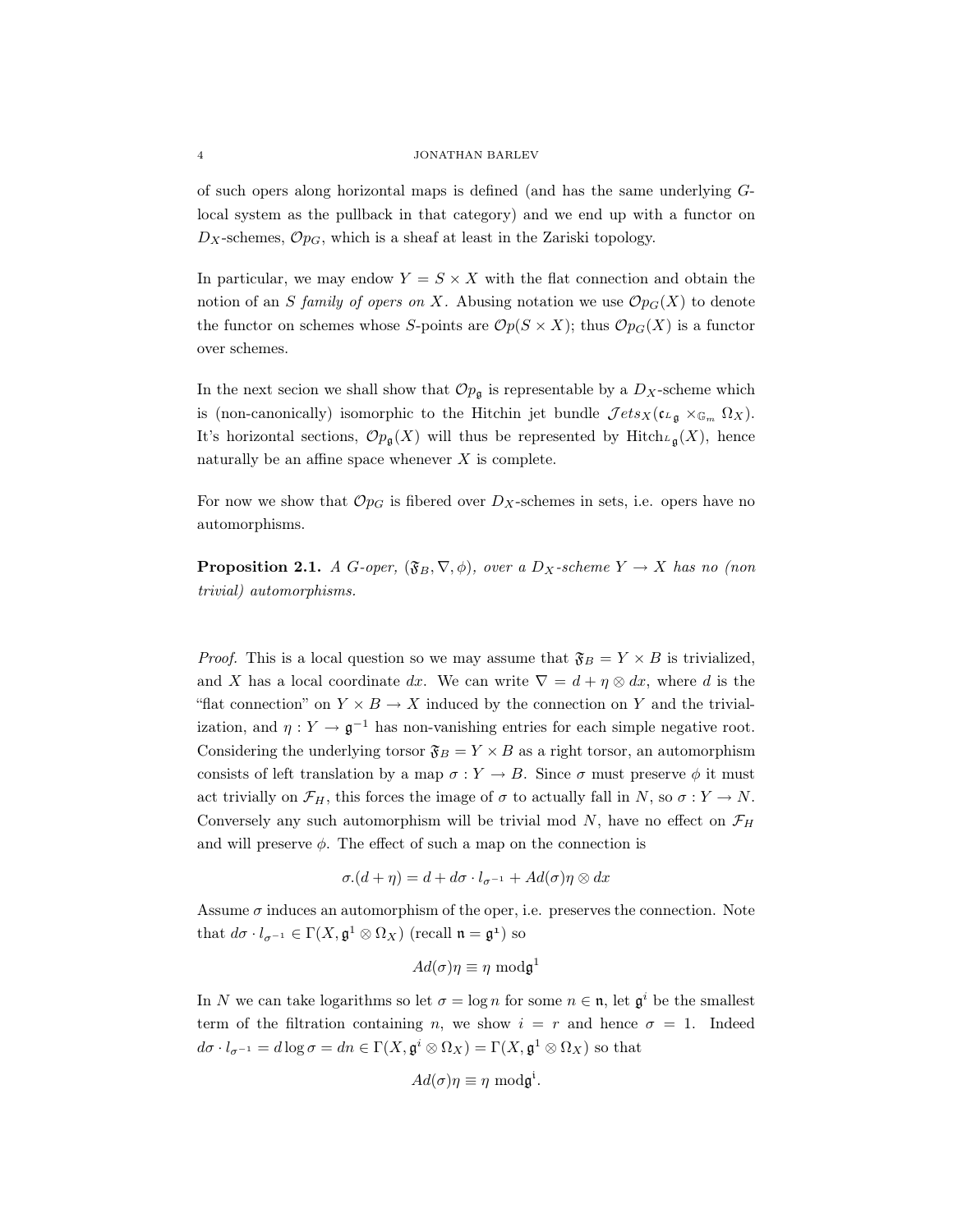of such opers along horizontal maps is defined (and has the same underlying $G$-local system as the pullback in that category) and we end up with a functor on $D_X$-schemes, $\mathcal{O}p_G$, which is a sheaf at least in the Zariski topology.

In particular, we may endow $Y = S \times X$ with the flat connection and obtain the notion of an *$S$ family of opers on $X$*. Abusing notation we use $\mathcal{O}p_G(X)$ to denote the functor on schemes whose $S$-points are $\mathcal{O}p(S \times X)$; thus $\mathcal{O}p_G(X)$ is a functor over schemes.

In the next secion we shall show that $\mathcal{O}p_{\mathfrak{g}}$ is representable by a $D_X$-scheme which is (non-canonically) isomorphic to the Hitchin jet bundle $\mathcal{J}ets_X(\mathfrak{c}_{^L\mathfrak{g}} \times_{\mathbb{G}_m} \Omega_X)$. It's horizontal sections, $\mathcal{O}p_{\mathfrak{g}}(X)$ will thus be represented by $\mathrm{Hitch}_{^L\mathfrak{g}}(X)$, hence naturally be an affine space whenever $X$ is complete.

For now we show that $\mathcal{O}p_G$ is fibered over $D_X$-schemes in sets, i.e. opers have no automorphisms.

**Proposition 2.1.** *A $G$-oper, $(\mathfrak{F}_B, \nabla, \phi)$, over a $D_X$-scheme $Y \to X$ has no (non trivial) automorphisms.*

*Proof.* This is a local question so we may assume that $\mathfrak{F}_B = Y \times B$ is trivialized, and $X$ has a local coordinate $dx$. We can write $\nabla = d + \eta \otimes dx$, where $d$ is the "flat connection" on $Y \times B \to X$ induced by the connection on $Y$ and the trivialization, and $\eta : Y \to \mathfrak{g}^{-1}$ has non-vanishing entries for each simple negative root. Considering the underlying torsor $\mathfrak{F}_B = Y \times B$ as a right torsor, an automorphism consists of left translation by a map $\sigma : Y \to B$. Since $\sigma$ must preserve $\phi$ it must act trivially on $\mathcal{F}_H$, this forces the image of $\sigma$ to actually fall in $N$, so $\sigma : Y \to N$. Conversely any such automorphism will be trivial mod $N$, have no effect on $\mathcal{F}_H$ and will preserve $\phi$. The effect of such a map on the connection is

$$\sigma.(d + \eta) = d + d\sigma \cdot l_{\sigma^{-1}} + Ad(\sigma)\eta \otimes dx$$

Assume $\sigma$ induces an automorphism of the oper, i.e. preserves the connection. Note that $d\sigma \cdot l_{\sigma^{-1}} \in \Gamma(X, \mathfrak{g}^1 \otimes \Omega_X)$ (recall $\mathfrak{n} = \mathfrak{g}^1$) so

$$Ad(\sigma)\eta \equiv \eta \bmod \mathfrak{g}^1$$

In $N$ we can take logarithms so let $\sigma = \log n$ for some $n \in \mathfrak{n}$, let $\mathfrak{g}^i$ be the smallest term of the filtration containing $n$, we show $i = r$ and hence $\sigma = 1$. Indeed $d\sigma \cdot l_{\sigma^{-1}} = d \log \sigma = dn \in \Gamma(X, \mathfrak{g}^i \otimes \Omega_X) = \Gamma(X, \mathfrak{g}^1 \otimes \Omega_X)$ so that

$$Ad(\sigma)\eta \equiv \eta \bmod \mathfrak{g}^i.$$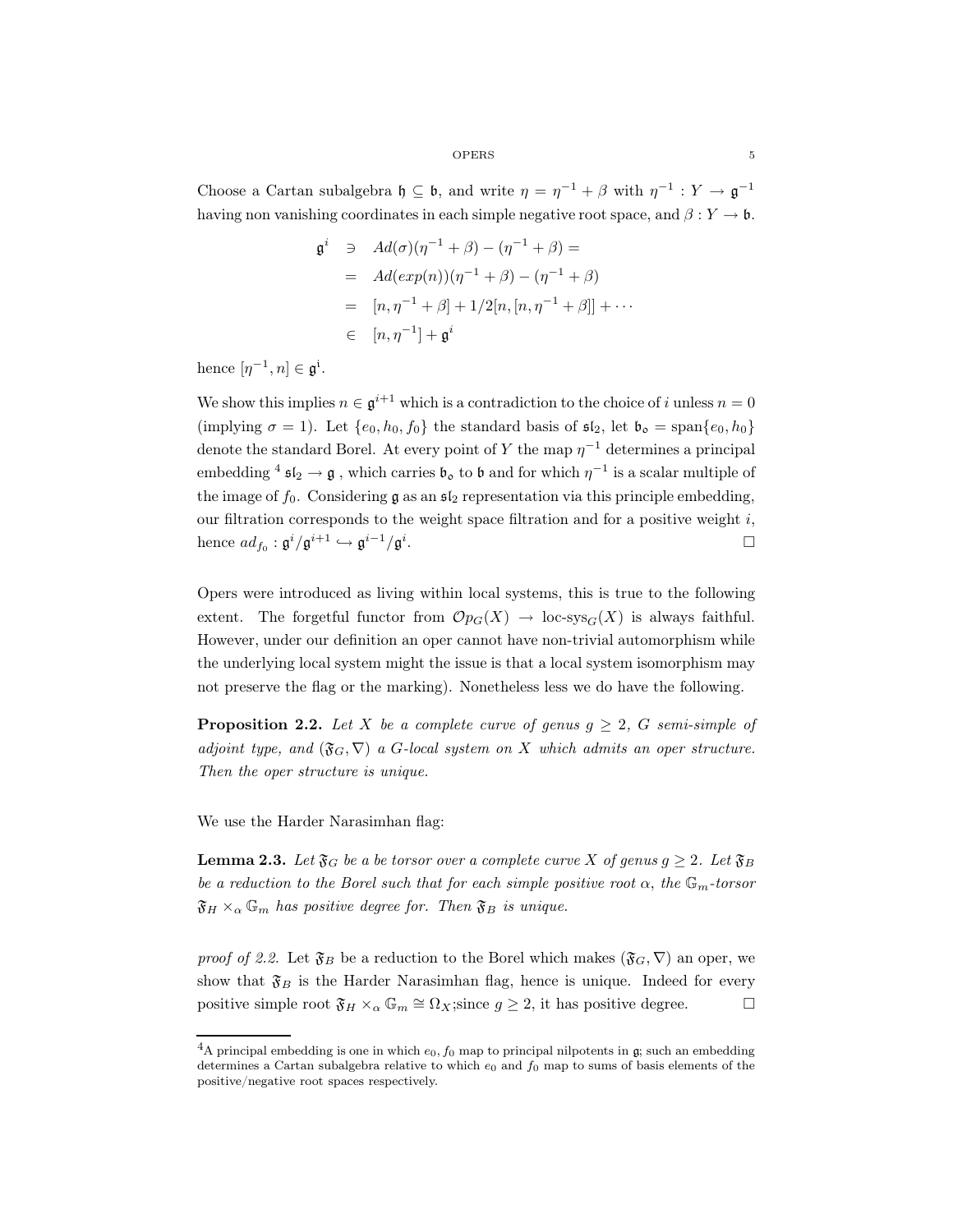Choose a Cartan subalgebra $\mathfrak{h} \subseteq \mathfrak{b}$, and write $\eta = \eta^{-1} + \beta$ with $\eta^{-1} : Y \to \mathfrak{g}^{-1}$ having non vanishing coordinates in each simple negative root space, and $\beta : Y \to \mathfrak{b}$.

$$
\begin{aligned}
\mathfrak{g}^i \quad &\ni \quad Ad(\sigma)(\eta^{-1} + \beta) - (\eta^{-1} + \beta) = \\
&= \quad Ad(exp(n))(\eta^{-1} + \beta) - (\eta^{-1} + \beta) \\
&= \quad [n, \eta^{-1} + \beta] + 1/2[n, [n, \eta^{-1} + \beta]] + \cdots \\
&\in \quad [n, \eta^{-1}] + \mathfrak{g}^i
\end{aligned}
$$

hence $[\eta^{-1}, n] \in \mathfrak{g}^{\mathrm{i}}$.

We show this implies $n \in \mathfrak{g}^{i+1}$ which is a contradiction to the choice of $i$ unless $n = 0$ (implying $\sigma = 1$). Let $\{e_0, h_0, f_0\}$ the standard basis of $\mathfrak{sl}_2$, let $\mathfrak{b}_{\mathfrak{o}} = \text{span}\{e_0, h_0\}$ denote the standard Borel. At every point of $Y$ the map $\eta^{-1}$ determines a principal embedding [4] $\mathfrak{sl}_2 \to \mathfrak{g}$ , which carries $\mathfrak{b}_{\mathfrak{o}}$ to $\mathfrak{b}$ and for which $\eta^{-1}$ is a scalar multiple of the image of $f_0$. Considering $\mathfrak{g}$ as an $\mathfrak{sl}_2$ representation via this principle embedding, our filtration corresponds to the weight space filtration and for a positive weight $i$, hence $ad_{f_0} : \mathfrak{g}^i/\mathfrak{g}^{i+1} \hookrightarrow \mathfrak{g}^{i-1}/\mathfrak{g}^i$. □

Opers were introduced as living within local systems, this is true to the following extent. The forgetful functor from $\mathcal{O}p_G(X) \to \text{loc-sys}_G(X)$ is always faithful. However, under our definition an oper cannot have non-trivial automorphism while the underlying local system might the issue is that a local system isomorphism may not preserve the flag or the marking). Nonetheless less we do have the following.

**Proposition 2.2.** *Let $X$ be a complete curve of genus $g \geq 2$, $G$ semi-simple of adjoint type, and $(\mathfrak{F}_G, \nabla)$ a $G$-local system on $X$ which admits an oper structure. Then the oper structure is unique.*

We use the Harder Narasimhan flag:

**Lemma 2.3.** *Let $\mathfrak{F}_G$ be a be torsor over a complete curve $X$ of genus $g \geq 2$. Let $\mathfrak{F}_B$ be a reduction to the Borel such that for each simple positive root $\alpha$, the $\mathbb{G}_m$-torsor $\mathfrak{F}_H \times_\alpha \mathbb{G}_m$ has positive degree for. Then $\mathfrak{F}_B$ is unique.*

*proof of 2.2.* Let $\mathfrak{F}_B$ be a reduction to the Borel which makes $(\mathfrak{F}_G, \nabla)$ an oper, we show that $\mathfrak{F}_B$ is the Harder Narasimhan flag, hence is unique. Indeed for every positive simple root $\mathfrak{F}_H \times_\alpha \mathbb{G}_m \cong \Omega_X$;since $g \geq 2$, it has positive degree. □

[4] A principal embedding is one in which $e_0, f_0$ map to principal nilpotents in $\mathfrak{g}$; such an embedding determines a Cartan subalgebra relative to which $e_0$ and $f_0$ map to sums of basis elements of the positive/negative root spaces respectively.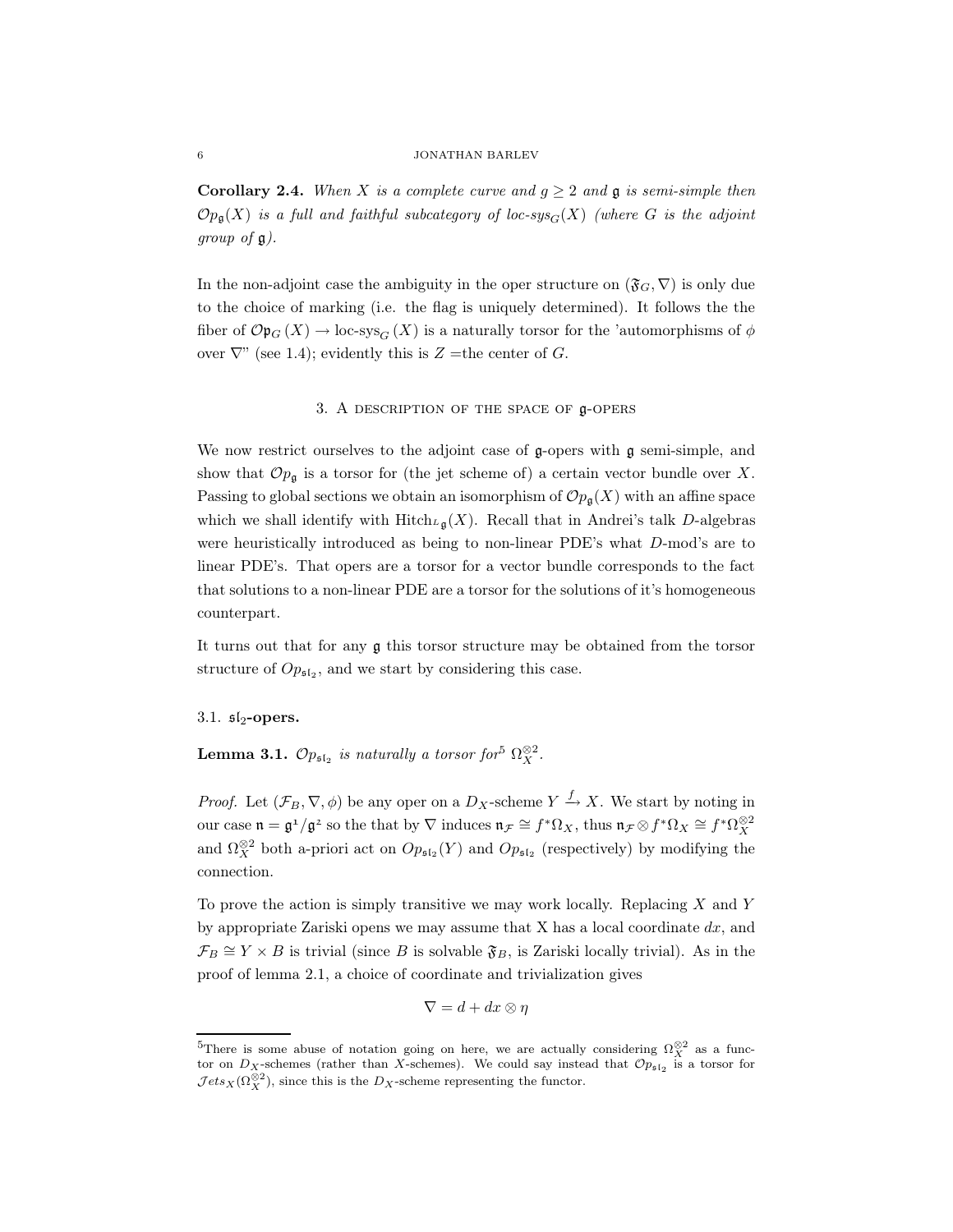**Corollary 2.4.** *When $X$ is a complete curve and $g \geq 2$ and $\mathfrak{g}$ is semi-simple then $\mathcal{O}p_{\mathfrak{g}}(X)$ is a full and faithful subcategory of loc-sys$_G(X)$ (where $G$ is the adjoint group of $\mathfrak{g}$).*

In the non-adjoint case the ambiguity in the oper structure on $(\mathfrak{F}_G, \nabla)$ is only due to the choice of marking (i.e. the flag is uniquely determined). It follows the the fiber of $\mathcal{O}\mathfrak{p}_G(X) \to \text{loc-sys}_G(X)$ is a naturally torsor for the 'automorphisms of $\phi$ over $\nabla$" (see 1.4); evidently this is $Z$ =the center of $G$.

## 3. A description of the space of $\mathfrak{g}$-opers

We now restrict ourselves to the adjoint case of $\mathfrak{g}$-opers with $\mathfrak{g}$ semi-simple, and show that $\mathcal{O}p_{\mathfrak{g}}$ is a torsor for (the jet scheme of) a certain vector bundle over $X$. Passing to global sections we obtain an isomorphism of $\mathcal{O}p_{\mathfrak{g}}(X)$ with an affine space which we shall identify with $\text{Hitch}_{{}^L\mathfrak{g}}(X)$. Recall that in Andrei's talk $D$-algebras were heuristically introduced as being to non-linear PDE's what $D$-mod's are to linear PDE's. That opers are a torsor for a vector bundle corresponds to the fact that solutions to a non-linear PDE are a torsor for the solutions of it's homogeneous counterpart.

It turns out that for any $\mathfrak{g}$ this torsor structure may be obtained from the torsor structure of $Op_{\mathfrak{sl}_2}$, and we start by considering this case.

### 3.1. $\mathfrak{sl}_2$-opers.

**Lemma 3.1.** *$\mathcal{O}p_{\mathfrak{sl}_2}$ is naturally a torsor for*[5] *$\Omega_X^{\otimes 2}$.*

*Proof.* Let $(\mathcal{F}_B, \nabla, \phi)$ be any oper on a $D_X$-scheme $Y \xrightarrow{f} X$. We start by noting in our case $\mathfrak{n} = \mathfrak{g}^1/\mathfrak{g}^2$ so the that by $\nabla$ induces $\mathfrak{n}_{\mathcal{F}} \cong f^*\Omega_X$, thus $\mathfrak{n}_{\mathcal{F}} \otimes f^*\Omega_X \cong f^*\Omega_X^{\otimes 2}$ and $\Omega_X^{\otimes 2}$ both a-priori act on $Op_{\mathfrak{sl}_2}(Y)$ and $Op_{\mathfrak{sl}_2}$ (respectively) by modifying the connection.

To prove the action is simply transitive we may work locally. Replacing $X$ and $Y$ by appropriate Zariski opens we may assume that X has a local coordinate $dx$, and $\mathcal{F}_B \cong Y \times B$ is trivial (since $B$ is solvable $\mathfrak{F}_B$, is Zariski locally trivial). As in the proof of lemma 2.1, a choice of coordinate and trivialization gives

$$\nabla = d + dx \otimes \eta$$

[5] There is some abuse of notation going on here, we are actually considering $\Omega_X^{\otimes 2}$ as a functor on $D_X$-schemes (rather than $X$-schemes). We could say instead that $\mathcal{O}p_{\mathfrak{sl}_2}$ is a torsor for $\mathcal{J}ets_X(\Omega_X^{\otimes 2})$, since this is the $D_X$-scheme representing the functor.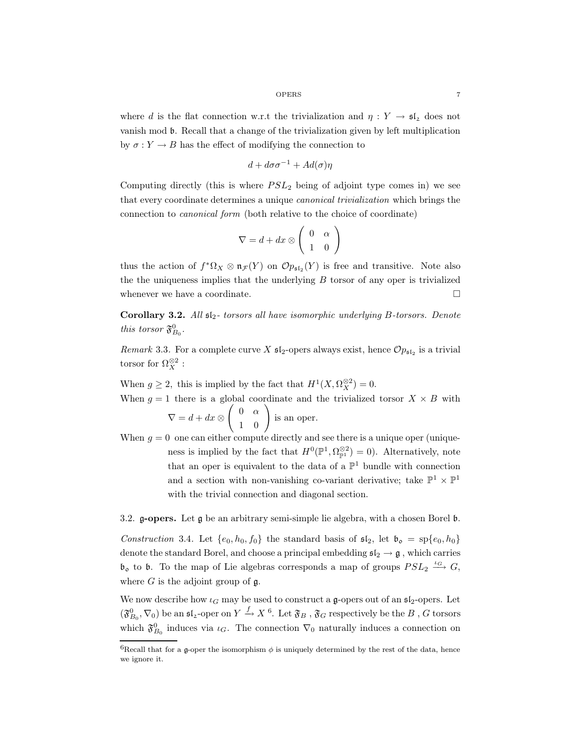where $d$ is the flat connection w.r.t the trivialization and $\eta : Y \to \mathfrak{sl}_2$ does not vanish mod $\mathfrak{b}$. Recall that a change of the trivialization given by left multiplication by $\sigma : Y \to B$ has the effect of modifying the connection to

$$d + d\sigma\sigma^{-1} + Ad(\sigma)\eta$$

Computing directly (this is where $PSL_2$ being of adjoint type comes in) we see that every coordinate determines a unique *canonical trivialization* which brings the connection to *canonical form* (both relative to the choice of coordinate)

$$\nabla = d + dx \otimes \begin{pmatrix} 0 & \alpha \\ 1 & 0 \end{pmatrix}$$

thus the action of $f^*\Omega_X \otimes \mathfrak{n}_{\mathcal{F}}(Y)$ on $\mathcal{O}p_{\mathfrak{sl}_2}(Y)$ is free and transitive. Note also the the uniqueness implies that the underlying $B$ torsor of any oper is trivialized whenever we have a coordinate. $\square$

**Corollary 3.2.** *All $\mathfrak{sl}_2$- torsors all have isomorphic underlying $B$-torsors. Denote this torsor $\mathfrak{F}^0_{B_0}$.*

*Remark* 3.3. For a complete curve $X$ $\mathfrak{sl}_2$-opers always exist, hence $\mathcal{O}p_{\mathfrak{sl}_2}$ is a trivial torsor for $\Omega_X^{\otimes 2}$ :

When $g \geq 2$, this is implied by the fact that $H^1(X, \Omega_X^{\otimes 2}) = 0$.

When $g = 1$ there is a global coordinate and the trivialized torsor $X \times B$ with $\nabla = d + dx \otimes \begin{pmatrix} 0 & \alpha \\ 1 & 0 \end{pmatrix}$ is an oper.

When $g = 0$ one can either compute directly and see there is a unique oper (uniqueness is implied by the fact that $H^0(\mathbb{P}^1, \Omega_{\mathbb{P}^1}^{\otimes 2}) = 0$). Alternatively, note that an oper is equivalent to the data of a $\mathbb{P}^1$ bundle with connection and a section with non-vanishing co-variant derivative; take $\mathbb{P}^1 \times \mathbb{P}^1$ with the trivial connection and diagonal section.

## 3.2. $\mathfrak{g}$-opers.

Let $\mathfrak{g}$ be an arbitrary semi-simple lie algebra, with a chosen Borel $\mathfrak{b}$.

*Construction* 3.4. Let $\{e_0, h_0, f_0\}$ the standard basis of $\mathfrak{sl}_2$, let $\mathfrak{b}_\circ = \mathrm{sp}\{e_0, h_0\}$ denote the standard Borel, and choose a principal embedding $\mathfrak{sl}_2 \to \mathfrak{g}$ , which carries $\mathfrak{b}_\circ$ to $\mathfrak{b}$. To the map of Lie algebras corresponds a map of groups $PSL_2 \xrightarrow{\iota_G} G$, where $G$ is the adjoint group of $\mathfrak{g}$.

We now describe how $\iota_G$ may be used to construct a $\mathfrak{g}$-opers out of an $\mathfrak{sl}_2$-opers. Let $(\mathfrak{F}^0_{B_0}, \nabla_0)$ be an $\mathfrak{sl}_2$-oper on $Y \xrightarrow{f} X$ [6]. Let $\mathfrak{F}_B$ , $\mathfrak{F}_G$ respectively be the $B$ , $G$ torsors which $\mathfrak{F}^0_{B_0}$ induces via $\iota_G$. The connection $\nabla_0$ naturally induces a connection on

[6]Recall that for a $\mathfrak{g}$-oper the isomorphism $\phi$ is uniquely determined by the rest of the data, hence we ignore it.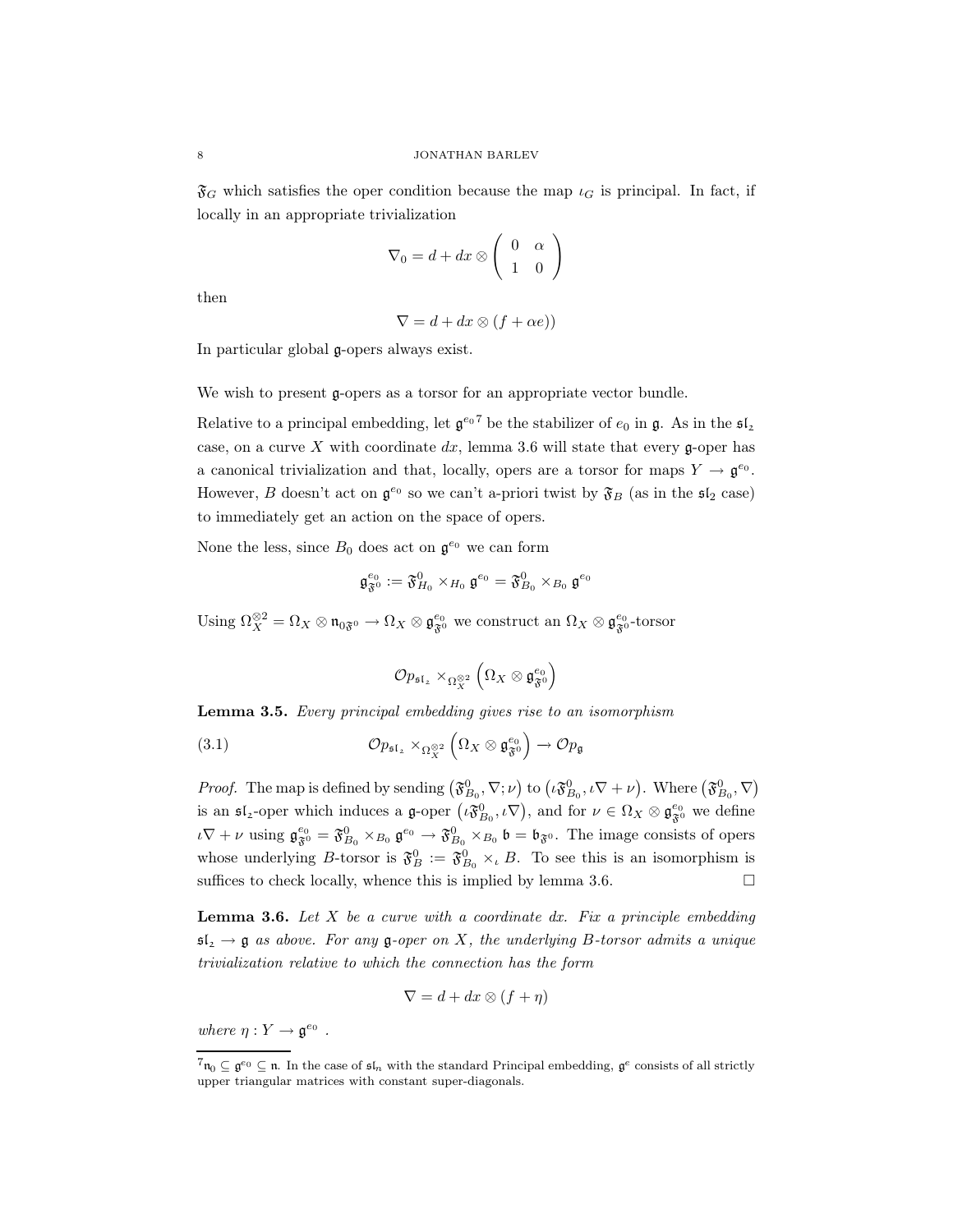$\mathfrak{F}_G$ which satisfies the oper condition because the map $\iota_G$ is principal. In fact, if locally in an appropriate trivialization

$$\nabla_0 = d + dx \otimes \begin{pmatrix} 0 & \alpha \\ 1 & 0 \end{pmatrix}$$

then

$$\nabla = d + dx \otimes (f + \alpha e))$$

In particular global $\mathfrak{g}$-opers always exist.

We wish to present $\mathfrak{g}$-opers as a torsor for an appropriate vector bundle.

Relative to a principal embedding, let $\mathfrak{g}^{e_0}$[7] be the stabilizer of $e_0$ in $\mathfrak{g}$. As in the $\mathfrak{sl}_2$ case, on a curve $X$ with coordinate $dx$, lemma 3.6 will state that every $\mathfrak{g}$-oper has a canonical trivialization and that, locally, opers are a torsor for maps $Y \to \mathfrak{g}^{e_0}$. However, $B$ doesn't act on $\mathfrak{g}^{e_0}$ so we can't a-priori twist by $\mathfrak{F}_B$ (as in the $\mathfrak{sl}_2$ case) to immediately get an action on the space of opers.

None the less, since $B_0$ does act on $\mathfrak{g}^{e_0}$ we can form

$$\mathfrak{g}^{e_0}_{\mathfrak{F}^0} := \mathfrak{F}^0_{H_0} \times_{H_0} \mathfrak{g}^{e_0} = \mathfrak{F}^0_{B_0} \times_{B_0} \mathfrak{g}^{e_0}$$

Using $\Omega_X^{\otimes 2} = \Omega_X \otimes \mathfrak{n}_{0\mathfrak{F}^0} \to \Omega_X \otimes \mathfrak{g}^{e_0}_{\mathfrak{F}^0}$ we construct an $\Omega_X \otimes \mathfrak{g}^{e_0}_{\mathfrak{F}^0}$-torsor

$$\mathcal{O}p_{\mathfrak{sl}_2} \times_{\Omega_X^{\otimes 2}} \left( \Omega_X \otimes \mathfrak{g}^{e_0}_{\mathfrak{F}^0} \right)$$

**Lemma 3.5.** *Every principal embedding gives rise to an isomorphism*

$$\mathcal{O}p_{\mathfrak{sl}_2} \times_{\Omega_X^{\otimes 2}} \left( \Omega_X \otimes \mathfrak{g}^{e_0}_{\mathfrak{F}^0} \right) \to \mathcal{O}p_{\mathfrak{g}} \tag{3.1}$$

*Proof.* The map is defined by sending $\left(\mathfrak{F}^0_{B_0}, \nabla; \nu\right)$ to $\left(\iota \mathfrak{F}^0_{B_0}, \iota\nabla + \nu\right)$. Where $\left(\mathfrak{F}^0_{B_0}, \nabla\right)$ is an $\mathfrak{sl}_2$-oper which induces a $\mathfrak{g}$-oper $\left(\iota \mathfrak{F}^0_{B_0}, \iota\nabla\right)$, and for $\nu \in \Omega_X \otimes \mathfrak{g}^{e_0}_{\mathfrak{F}^0}$ we define $\iota\nabla + \nu$ using $\mathfrak{g}^{e_0}_{\mathfrak{F}^0} = \mathfrak{F}^0_{B_0} \times_{B_0} \mathfrak{g}^{e_0} \to \mathfrak{F}^0_{B_0} \times_{B_0} \mathfrak{b} = \mathfrak{b}_{\mathfrak{F}^0}$. The image consists of opers whose underlying $B$-torsor is $\mathfrak{F}^0_B := \mathfrak{F}^0_{B_0} \times_\iota B$. To see this is an isomorphism is suffices to check locally, whence this is implied by lemma 3.6. $\square$

**Lemma 3.6.** *Let $X$ be a curve with a coordinate $dx$. Fix a principle embedding $\mathfrak{sl}_2 \to \mathfrak{g}$ as above. For any $\mathfrak{g}$-oper on $X$, the underlying $B$-torsor admits a unique trivialization relative to which the connection has the form*

$$\nabla = d + dx \otimes (f + \eta)$$

*where $\eta : Y \to \mathfrak{g}^{e_0}$ .*

[7] $\mathfrak{n}_0 \subseteq \mathfrak{g}^{e_0} \subseteq \mathfrak{n}$. In the case of $\mathfrak{sl}_n$ with the standard Principal embedding, $\mathfrak{g}^e$ consists of all strictly upper triangular matrices with constant super-diagonals.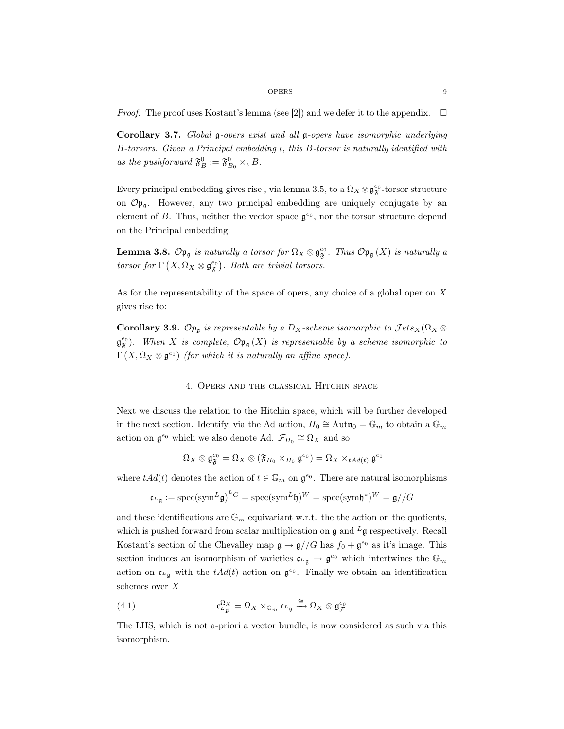*Proof.* The proof uses Kostant's lemma (see [2]) and we defer it to the appendix. $\square$

**Corollary 3.7.** *Global $\mathfrak{g}$-opers exist and all $\mathfrak{g}$-opers have isomorphic underlying $B$-torsors. Given a Principal embedding $\iota$, this $B$-torsor is naturally identified with as the pushforward $\mathfrak{F}_B^0 := \mathfrak{F}_{B_0}^0 \times_\iota B$.*

Every principal embedding gives rise , via lemma 3.5, to a $\Omega_X \otimes \mathfrak{g}_{\mathfrak{F}}^{e_0}$-torsor structure on $\mathcal{O}\mathfrak{p}_{\mathfrak{g}}$. However, any two principal embedding are uniquely conjugate by an element of $B$. Thus, neither the vector space $\mathfrak{g}^{e_0}$, nor the torsor structure depend on the Principal embedding:

**Lemma 3.8.** *$\mathcal{O}\mathfrak{p}_{\mathfrak{g}}$ is naturally a torsor for $\Omega_X \otimes \mathfrak{g}_{\mathfrak{F}}^{e_0}$. Thus $\mathcal{O}\mathfrak{p}_{\mathfrak{g}}(X)$ is naturally a torsor for $\Gamma\left(X, \Omega_X \otimes \mathfrak{g}_{\mathfrak{F}}^{e_0}\right)$. Both are trivial torsors.*

As for the representability of the space of opers, any choice of a global oper on $X$ gives rise to:

**Corollary 3.9.** *$\mathcal{O}p_{\mathfrak{g}}$ is representable by a $D_X$-scheme isomorphic to $\mathcal{J}ets_X(\Omega_X \otimes \mathfrak{g}_{\mathfrak{F}}^{e_0})$. When $X$ is complete, $\mathcal{O}\mathfrak{p}_{\mathfrak{g}}(X)$ is representable by a scheme isomorphic to $\Gamma\left(X, \Omega_X \otimes \mathfrak{g}^{e_0}\right)$ (for which it is naturally an affine space).*

## 4. Opers and the classical Hitchin space

Next we discuss the relation to the Hitchin space, which will be further developed in the next section. Identify, via the Ad action, $H_0 \cong \mathrm{Aut}\mathfrak{n}_0 = \mathbb{G}_m$ to obtain a $\mathbb{G}_m$ action on $\mathfrak{g}^{e_0}$ which we also denote Ad. $\mathcal{F}_{H_0} \cong \Omega_X$ and so

$$\Omega_X \otimes \mathfrak{g}_{\mathfrak{F}}^{e_0} = \Omega_X \otimes (\mathfrak{F}_{H_0} \times_{H_0} \mathfrak{g}^{e_0}) = \Omega_X \times_{tAd(t)} \mathfrak{g}^{e_0}$$

where $tAd(t)$ denotes the action of $t \in \mathbb{G}_m$ on $\mathfrak{g}^{e_0}$. There are natural isomorphisms

$$\mathfrak{c}_{{}^L\mathfrak{g}} := \mathrm{spec}(\mathrm{sym}{}^L\mathfrak{g})^{{}^LG} = \mathrm{spec}(\mathrm{sym}{}^L\mathfrak{h})^W = \mathrm{spec}(\mathrm{sym}\mathfrak{h}^*)^W = \mathfrak{g}//G$$

and these identifications are $\mathbb{G}_m$ equivariant w.r.t. the the action on the quotients, which is pushed forward from scalar multiplication on $\mathfrak{g}$ and ${}^L\mathfrak{g}$ respectively. Recall Kostant's section of the Chevalley map $\mathfrak{g} \to \mathfrak{g}//G$ has $f_0 + \mathfrak{g}^{e_0}$ as it's image. This section induces an isomorphism of varieties $\mathfrak{c}_{{}^L\mathfrak{g}} \to \mathfrak{g}^{e_0}$ which intertwines the $\mathbb{G}_m$ action on $\mathfrak{c}_{{}^L\mathfrak{g}}$ with the $tAd(t)$ action on $\mathfrak{g}^{e_0}$. Finally we obtain an identification schemes over $X$

$$\mathfrak{c}_{{}^L\mathfrak{g}}^{\Omega_X} = \Omega_X \times_{\mathbb{G}_m} \mathfrak{c}_{{}^L\mathfrak{g}} \xrightarrow{\cong} \Omega_X \otimes \mathfrak{g}_{\mathcal{F}}^{e_0} \tag{4.1}$$

The LHS, which is not a-priori a vector bundle, is now considered as such via this isomorphism.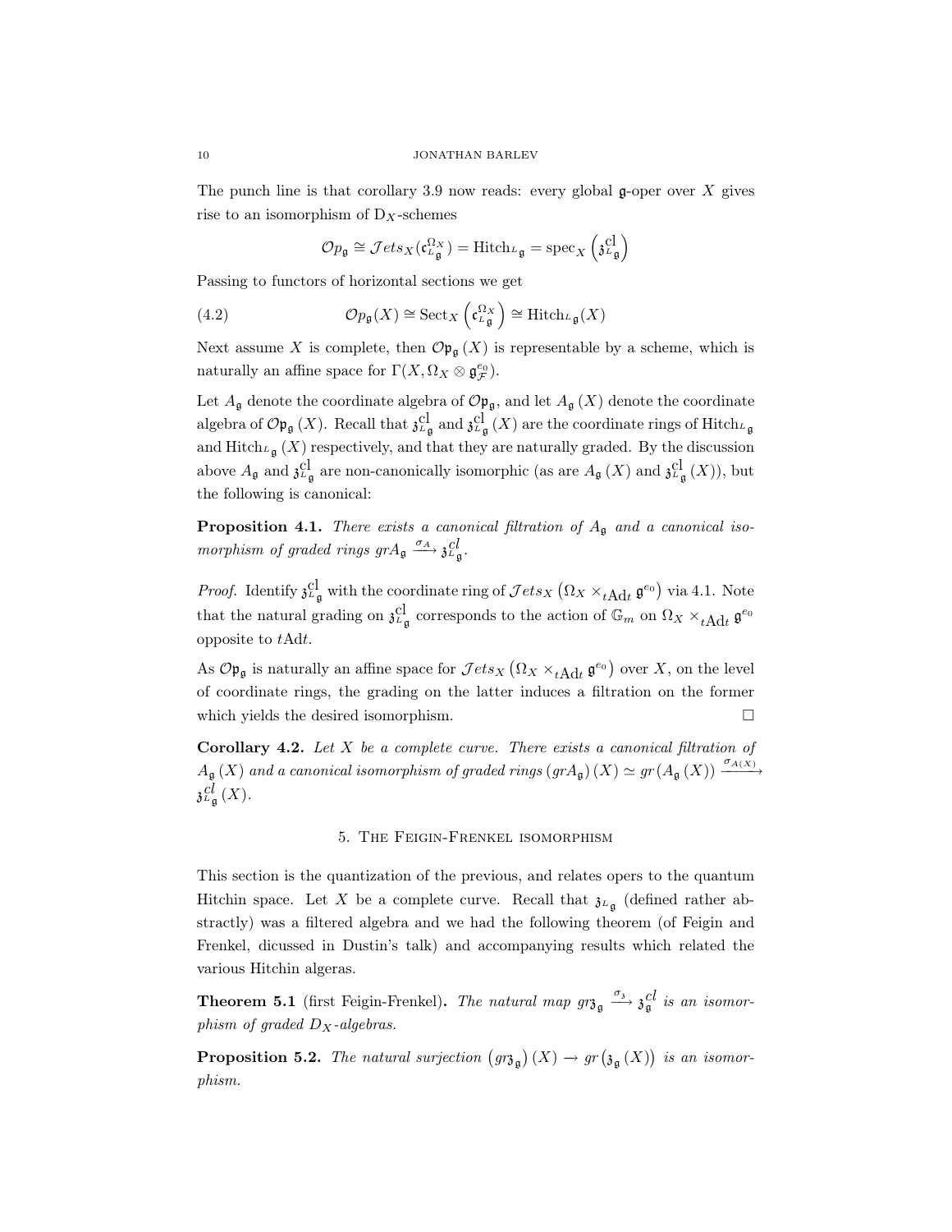The punch line is that corollary 3.9 now reads: every global $\mathfrak{g}$-oper over $X$ gives rise to an isomorphism of $\mathrm{D}_X$-schemes

$$\mathcal{O}p_{\mathfrak{g}} \cong \mathcal{J}ets_X(\mathfrak{c}_{^L\mathfrak{g}}^{\Omega_X}) = \mathrm{Hitch}_{^L\mathfrak{g}} = \mathrm{spec}_X\left(\mathfrak{z}_{^L\mathfrak{g}}^{\mathrm{cl}}\right)$$

Passing to functors of horizontal sections we get

$$\mathcal{O}p_{\mathfrak{g}}(X) \cong \mathrm{Sect}_X\left(\mathfrak{c}_{^L\mathfrak{g}}^{\Omega_X}\right) \cong \mathrm{Hitch}_{^L\mathfrak{g}}(X) \tag{4.2}$$

Next assume $X$ is complete, then $\mathcal{O}\mathfrak{p}_{\mathfrak{g}}(X)$ is representable by a scheme, which is naturally an affine space for $\Gamma(X, \Omega_X \otimes \mathfrak{g}_{\mathcal{F}}^{e_0})$.

Let $A_{\mathfrak{g}}$ denote the coordinate algebra of $\mathcal{O}\mathfrak{p}_{\mathfrak{g}}$, and let $A_{\mathfrak{g}}(X)$ denote the coordinate algebra of $\mathcal{O}\mathfrak{p}_{\mathfrak{g}}(X)$. Recall that $\mathfrak{z}_{^L\mathfrak{g}}^{\mathrm{cl}}$ and $\mathfrak{z}_{^L\mathfrak{g}}^{\mathrm{cl}}(X)$ are the coordinate rings of $\mathrm{Hitch}_{^L\mathfrak{g}}$ and $\mathrm{Hitch}_{^L\mathfrak{g}}(X)$ respectively, and that they are naturally graded. By the discussion above $A_{\mathfrak{g}}$ and $\mathfrak{z}_{^L\mathfrak{g}}^{\mathrm{cl}}$ are non-canonically isomorphic (as are $A_{\mathfrak{g}}(X)$ and $\mathfrak{z}_{^L\mathfrak{g}}^{\mathrm{cl}}(X)$), but the following is canonical:

**Proposition 4.1.** *There exists a canonical filtration of $A_{\mathfrak{g}}$ and a canonical isomorphism of graded rings $grA_{\mathfrak{g}} \xrightarrow{\sigma_A} \mathfrak{z}_{^L\mathfrak{g}}^{cl}$.*

*Proof.* Identify $\mathfrak{z}_{^L\mathfrak{g}}^{\mathrm{cl}}$ with the coordinate ring of $\mathcal{J}ets_X\left(\Omega_X \times_{t\mathrm{Ad}t} \mathfrak{g}^{e_0}\right)$ via 4.1. Note that the natural grading on $\mathfrak{z}_{^L\mathfrak{g}}^{\mathrm{cl}}$ corresponds to the action of $\mathbb{G}_m$ on $\Omega_X \times_{t\mathrm{Ad}t} \mathfrak{g}^{e_0}$ opposite to $t\mathrm{Ad}t$.

As $\mathcal{O}\mathfrak{p}_{\mathfrak{g}}$ is naturally an affine space for $\mathcal{J}ets_X\left(\Omega_X \times_{t\mathrm{Ad}t} \mathfrak{g}^{e_0}\right)$ over $X$, on the level of coordinate rings, the grading on the latter induces a filtration on the former which yields the desired isomorphism. □

**Corollary 4.2.** *Let $X$ be a complete curve. There exists a canonical filtration of $A_{\mathfrak{g}}(X)$ and a canonical isomorphism of graded rings $(grA_{\mathfrak{g}})(X) \simeq gr(A_{\mathfrak{g}}(X)) \xrightarrow{\sigma_{A(X)}} \mathfrak{z}_{^L\mathfrak{g}}^{cl}(X)$.*

## 5. The Feigin-Frenkel isomorphism

This section is the quantization of the previous, and relates opers to the quantum Hitchin space. Let $X$ be a complete curve. Recall that $\mathfrak{z}_{^L\mathfrak{g}}$ (defined rather abstractly) was a filtered algebra and we had the following theorem (of Feigin and Frenkel, dicussed in Dustin's talk) and accompanying results which related the various Hitchin algeras.

**Theorem 5.1** (first Feigin-Frenkel)**.** *The natural map $gr\mathfrak{z}_{\mathfrak{g}} \xrightarrow{\sigma_{\mathfrak{z}}} \mathfrak{z}_{\mathfrak{g}}^{cl}$ is an isomorphism of graded $D_X$-algebras.*

**Proposition 5.2.** *The natural surjection $\left(gr\mathfrak{z}_{\mathfrak{g}}\right)(X) \to gr\left(\mathfrak{z}_{\mathfrak{g}}(X)\right)$ is an isomorphism.*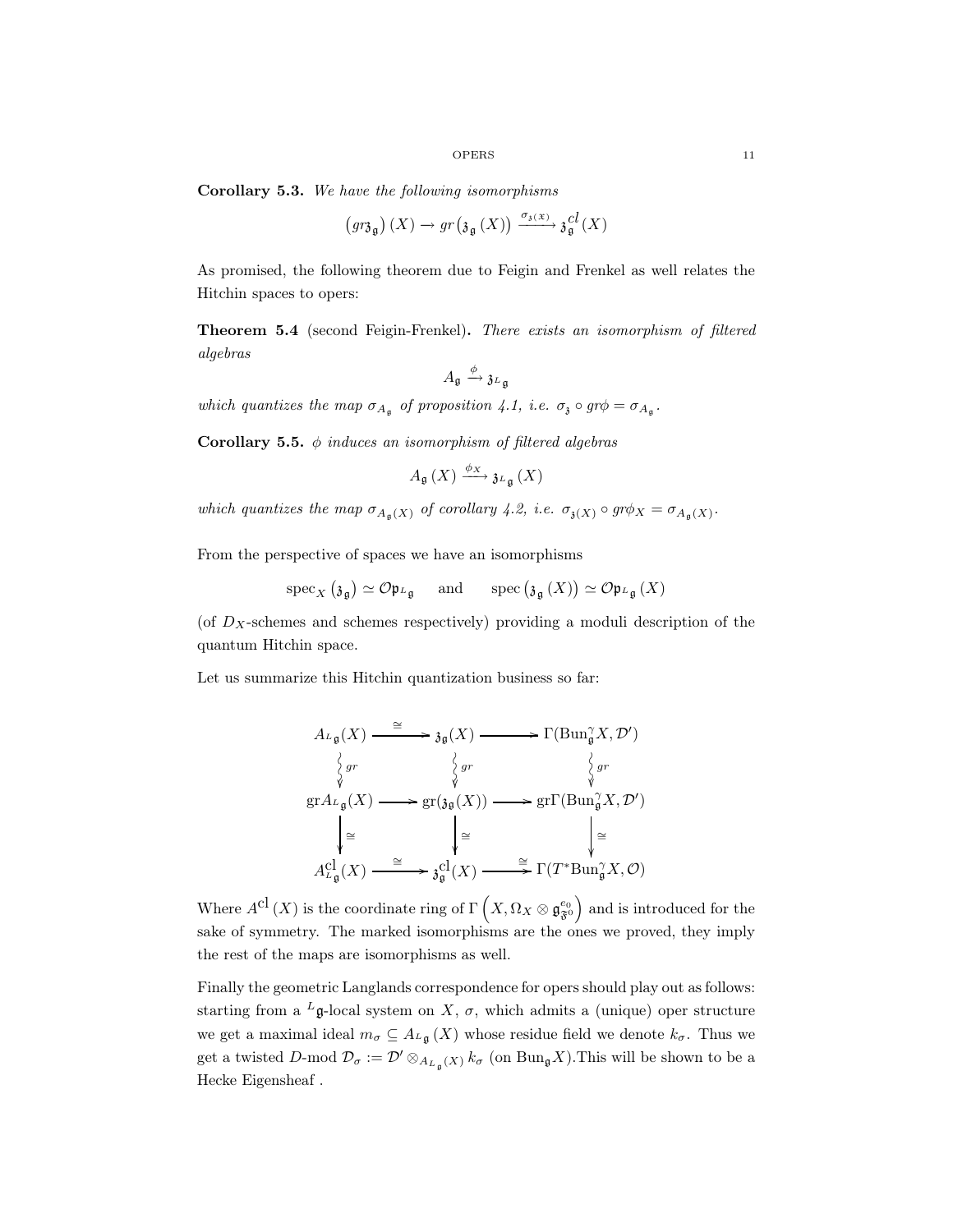**Corollary 5.3.** *We have the following isomorphisms*

$$\left(gr\mathfrak{z}_{\mathfrak{g}}\right)(X) \to gr\left(\mathfrak{z}_{\mathfrak{g}}(X)\right) \xrightarrow{\sigma_{\mathfrak{z}(X)}} \mathfrak{z}_{\mathfrak{g}}^{cl}(X)$$

As promised, the following theorem due to Feigin and Frenkel as well relates the Hitchin spaces to opers:

**Theorem 5.4** (second Feigin-Frenkel)**.** *There exists an isomorphism of filtered algebras*

$$A_{\mathfrak{g}} \xrightarrow{\phi} \mathfrak{z}_{{}^L\mathfrak{g}}$$

*which quantizes the map $\sigma_{A_{\mathfrak{g}}}$ of proposition 4.1, i.e. $\sigma_{\mathfrak{z}} \circ gr\phi = \sigma_{A_{\mathfrak{g}}}$.*

**Corollary 5.5.** *$\phi$ induces an isomorphism of filtered algebras*

$$A_{\mathfrak{g}}(X) \xrightarrow{\phi_X} \mathfrak{z}_{{}^L\mathfrak{g}}(X)$$

*which quantizes the map $\sigma_{A_{\mathfrak{g}}(X)}$ of corollary 4.2, i.e. $\sigma_{\mathfrak{z}(X)} \circ gr\phi_X = \sigma_{A_{\mathfrak{g}}(X)}$.*

From the perspective of spaces we have an isomorphisms

$$\mathrm{spec}_X\left(\mathfrak{z}_{\mathfrak{g}}\right) \simeq \mathcal{O}\mathfrak{p}_{{}^L\mathfrak{g}} \quad \text{and} \quad \mathrm{spec}\left(\mathfrak{z}_{\mathfrak{g}}(X)\right) \simeq \mathcal{O}\mathfrak{p}_{{}^L\mathfrak{g}}(X)$$

(of $D_X$-schemes and schemes respectively) providing a moduli description of the quantum Hitchin space.

Let us summarize this Hitchin quantization business so far:

$$\begin{array}{ccccc}
A_{{}^L\mathfrak{g}}(X) & \xrightarrow{\cong} & \mathfrak{z}_{\mathfrak{g}}(X) & \longrightarrow & \Gamma(\mathrm{Bun}_{\mathfrak{g}}^{\gamma}X, \mathcal{D}') \\
\big\downarrow gr & & \big\downarrow gr & & \big\downarrow gr \\
\mathrm{gr}A_{{}^L\mathfrak{g}}(X) & \longrightarrow & \mathrm{gr}(\mathfrak{z}_{\mathfrak{g}}(X)) & \longrightarrow & \mathrm{gr}\Gamma(\mathrm{Bun}_{\mathfrak{g}}^{\gamma}X, \mathcal{D}') \\
\big\downarrow \cong & & \big\downarrow \cong & & \big\downarrow \cong \\
A_{{}^L\mathfrak{g}}^{\mathrm{cl}}(X) & \xrightarrow{\cong} & \mathfrak{z}_{\mathfrak{g}}^{\mathrm{cl}}(X) & \xrightarrow{\cong} & \Gamma(T^*\mathrm{Bun}_{\mathfrak{g}}^{\gamma}X, \mathcal{O})
\end{array}$$

Where $A^{\mathrm{cl}}(X)$ is the coordinate ring of $\Gamma\left(X, \Omega_X \otimes \mathfrak{g}_{\mathfrak{F}^0}^{e_0}\right)$ and is introduced for the sake of symmetry. The marked isomorphisms are the ones we proved, they imply the rest of the maps are isomorphisms as well.

Finally the geometric Langlands correspondence for opers should play out as follows: starting from a ${}^L\mathfrak{g}$-local system on $X$, $\sigma$, which admits a (unique) oper structure we get a maximal ideal $m_\sigma \subseteq A_{{}^L\mathfrak{g}}(X)$ whose residue field we denote $k_\sigma$. Thus we get a twisted $D$-mod $\mathcal{D}_\sigma := \mathcal{D}' \otimes_{A_{{}^L\mathfrak{g}}(X)} k_\sigma$ (on $\mathrm{Bun}_{\mathfrak{g}}X$).This will be shown to be a Hecke Eigensheaf .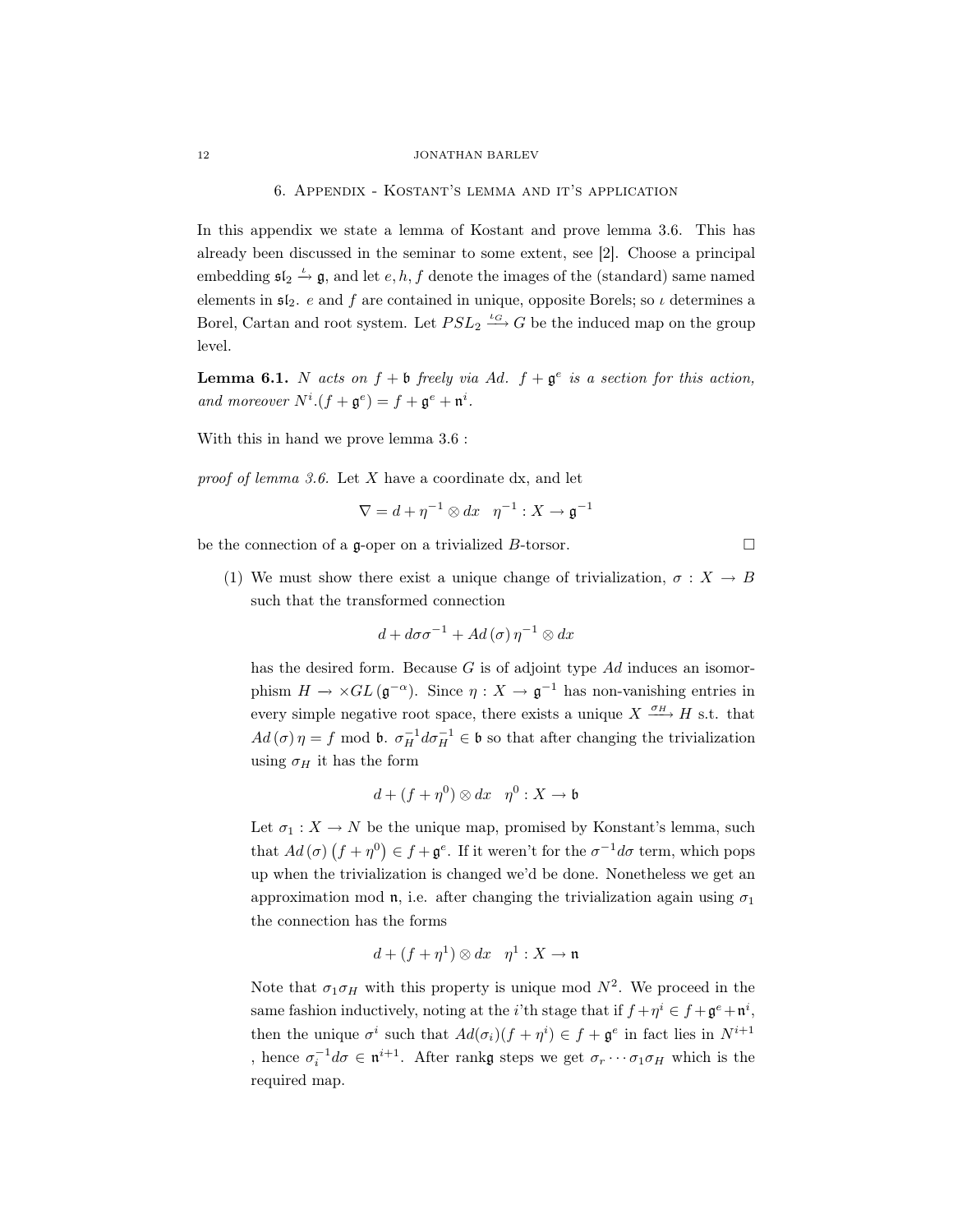## 6. Appendix - Kostant's lemma and it's application

In this appendix we state a lemma of Kostant and prove lemma 3.6. This has already been discussed in the seminar to some extent, see [2]. Choose a principal embedding $\mathfrak{sl}_2 \xrightarrow{\iota} \mathfrak{g}$, and let $e, h, f$ denote the images of the (standard) same named elements in $\mathfrak{sl}_2$. $e$ and $f$ are contained in unique, opposite Borels; so $\iota$ determines a Borel, Cartan and root system. Let $PSL_2 \xrightarrow{\iota_G} G$ be the induced map on the group level.

**Lemma 6.1.** *$N$ acts on $f + \mathfrak{b}$ freely via $Ad$. $f + \mathfrak{g}^e$ is a section for this action, and moreover $N^i.(f + \mathfrak{g}^e) = f + \mathfrak{g}^e + \mathfrak{n}^i$.*

With this in hand we prove lemma 3.6 :

*proof of lemma 3.6.* Let $X$ have a coordinate dx, and let

$$\nabla = d + \eta^{-1} \otimes dx \quad \eta^{-1} : X \to \mathfrak{g}^{-1}$$

be the connection of a $\mathfrak{g}$-oper on a trivialized $B$-torsor. □

(1) We must show there exist a unique change of trivialization, $\sigma : X \to B$ such that the transformed connection

$$d + d\sigma\sigma^{-1} + Ad\left(\sigma\right)\eta^{-1} \otimes dx$$

has the desired form. Because $G$ is of adjoint type $Ad$ induces an isomorphism $H \to \times GL\left(\mathfrak{g}^{-\alpha}\right)$. Since $\eta : X \to \mathfrak{g}^{-1}$ has non-vanishing entries in every simple negative root space, there exists a unique $X \xrightarrow{\sigma_H} H$ s.t. that $Ad\left(\sigma\right)\eta = f \bmod \mathfrak{b}$. $\sigma_H^{-1} d\sigma_H^{-1} \in \mathfrak{b}$ so that after changing the trivialization using $\sigma_H$ it has the form

$$d + (f + \eta^0) \otimes dx \quad \eta^0 : X \to \mathfrak{b}$$

Let $\sigma_1 : X \to N$ be the unique map, promised by Kostant's lemma, such that $Ad\left(\sigma\right)\left(f + \eta^0\right) \in f + \mathfrak{g}^e$. If it weren't for the $\sigma^{-1}d\sigma$ term, which pops up when the trivialization is changed we'd be done. Nonetheless we get an approximation mod $\mathfrak{n}$, i.e. after changing the trivialization again using $\sigma_1$ the connection has the forms

$$d + (f + \eta^1) \otimes dx \quad \eta^1 : X \to \mathfrak{n}$$

Note that $\sigma_1\sigma_H$ with this property is unique mod $N^2$. We proceed in the same fashion inductively, noting at the $i$'th stage that if $f + \eta^i \in f + \mathfrak{g}^e + \mathfrak{n}^i$, then the unique $\sigma^i$ such that $Ad(\sigma_i)(f + \eta^i) \in f + \mathfrak{g}^e$ in fact lies in $N^{i+1}$ , hence $\sigma_i^{-1} d\sigma \in \mathfrak{n}^{i+1}$. After rank$\mathfrak{g}$ steps we get $\sigma_r \cdots \sigma_1\sigma_H$ which is the required map.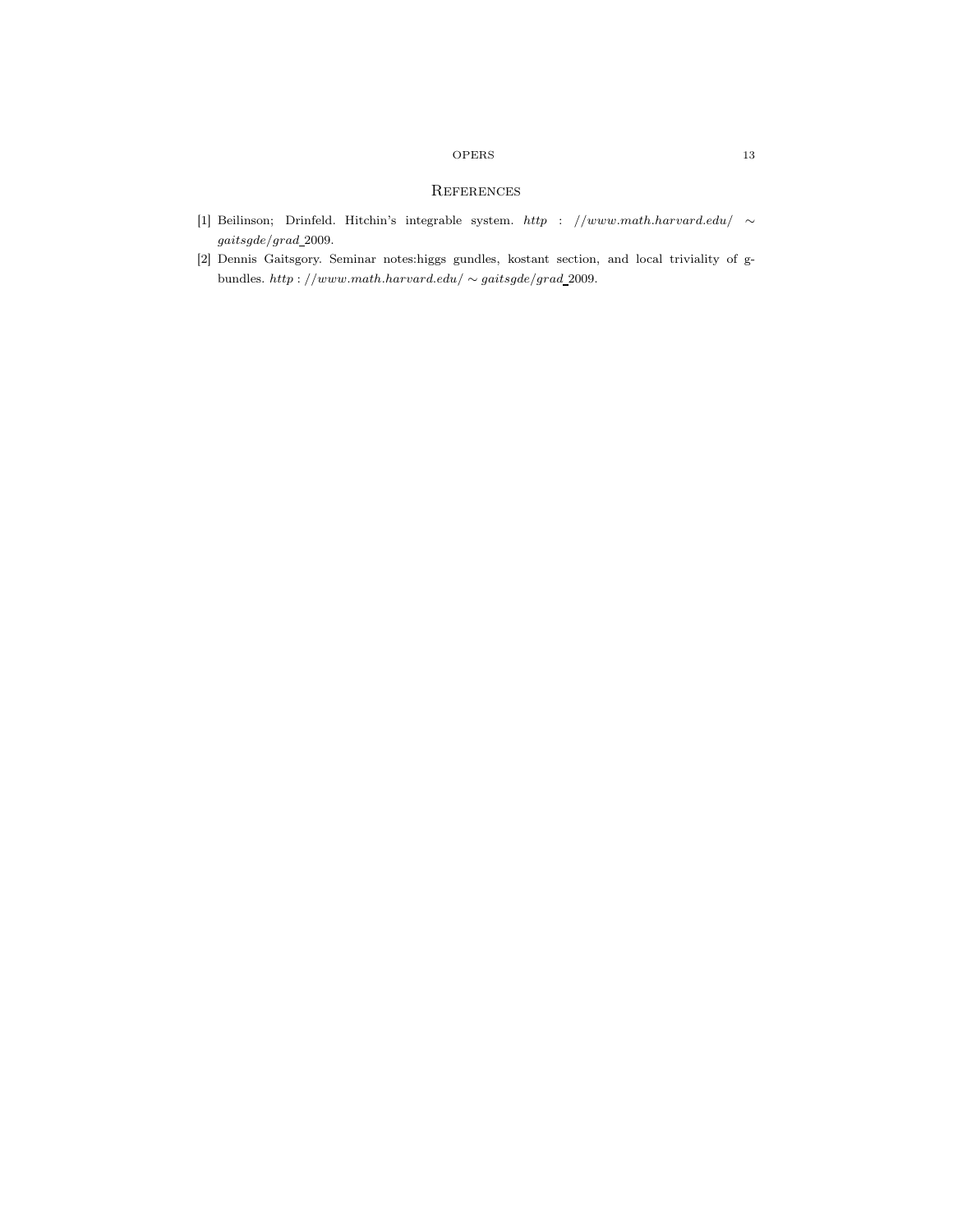## References

[1] Beilinson; Drinfeld. Hitchin's integrable system. $http://www.math.harvard.edu/\sim gaitsgde/grad\_2009$.

[2] Dennis Gaitsgory. Seminar notes:higgs gundles, kostant section, and local triviality of g-bundles. $http://www.math.harvard.edu/\sim gaitsgde/grad\_2009$.